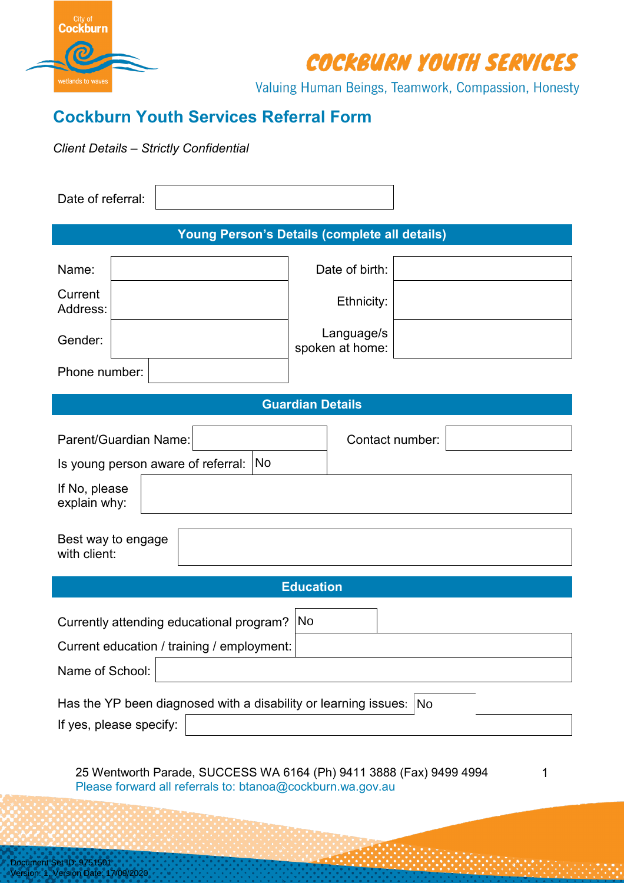City of Cockburn
wetlands to waves

# COCKBURN YOUTH SERVICES

Valuing Human Beings, Teamwork, Compassion, Honesty

## Cockburn Youth Services Referral Form

*Client Details – Strictly Confidential*

| Date of referral: | |
|---|---|

### Young Person's Details (complete all details)

| | | | |
|---|---|---|---|
| Name: | | Date of birth: | |
| Current Address: | | Ethnicity: | |
| Gender: | | Language/s spoken at home: | |
| Phone number: | | | |

### Guardian Details

| | | | |
|---|---|---|---|
| Parent/Guardian Name: | | Contact number: | |
| Is young person aware of referral: | No | | |
| If No, please explain why: | | | |
| Best way to engage with client: | | | |

### Education

| | |
|---|---|
| Currently attending educational program? | No |
| Current education / training / employment: | |
| Name of School: | |
| Has the YP been diagnosed with a disability or learning issues: | No |
| If yes, please specify: | |

25 Wentworth Parade, SUCCESS WA 6164 (Ph) 9411 3888 (Fax) 9499 4994
Please forward all referrals to: btanoa@cockburn.wa.gov.au

Document Set ID: 9751501
Version: 1, Version Date: 17/09/2020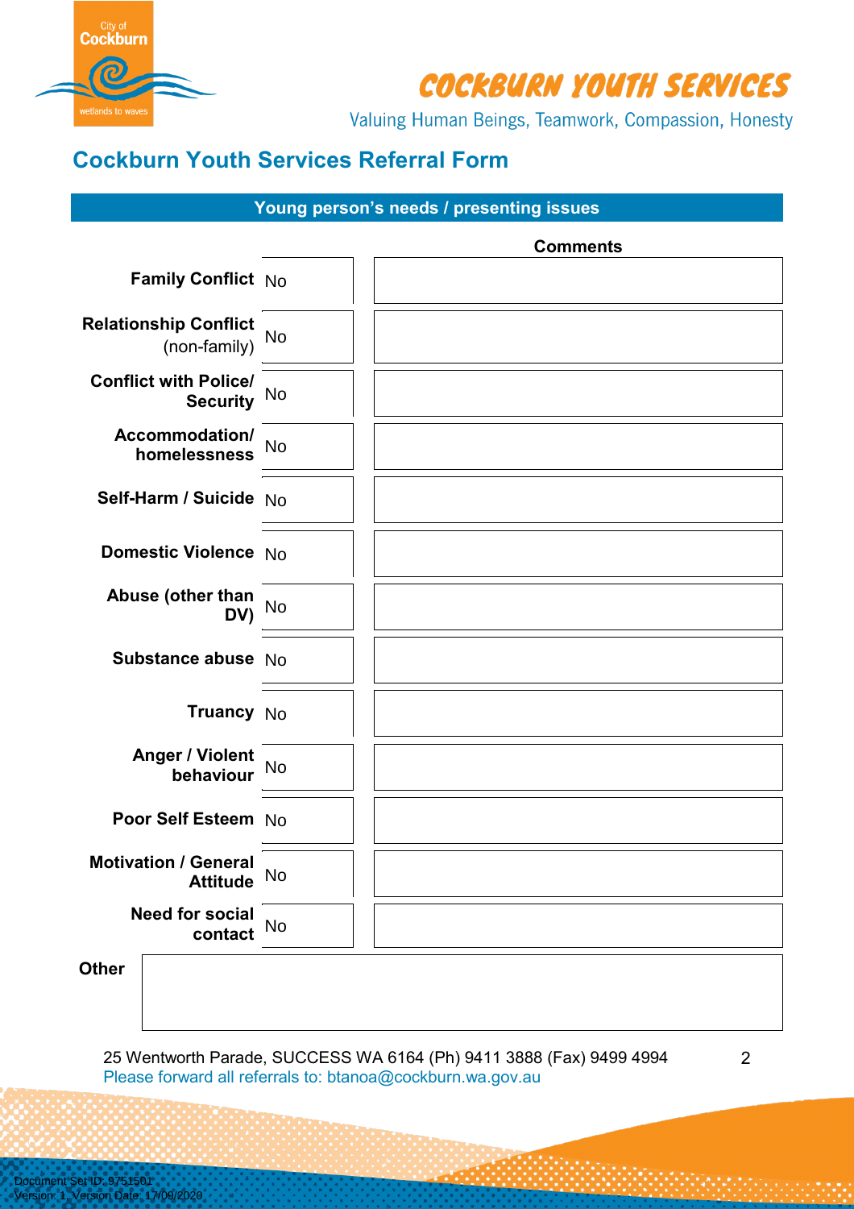# COCKBURN YOUTH SERVICES

Valuing Human Beings, Teamwork, Compassion, Honesty

## Cockburn Youth Services Referral Form

### Young person's needs / presenting issues

| | | Comments |
|---|---|---|
| **Family Conflict** | No | |
| **Relationship Conflict** (non-family) | No | |
| **Conflict with Police/ Security** | No | |
| **Accommodation/ homelessness** | No | |
| **Self-Harm / Suicide** | No | |
| **Domestic Violence** | No | |
| **Abuse (other than DV)** | No | |
| **Substance abuse** | No | |
| **Truancy** | No | |
| **Anger / Violent behaviour** | No | |
| **Poor Self Esteem** | No | |
| **Motivation / General Attitude** | No | |
| **Need for social contact** | No | |

**Other**

25 Wentworth Parade, SUCCESS WA 6164 (Ph) 9411 3888 (Fax) 9499 4994

Please forward all referrals to: btanoa@cockburn.wa.gov.au

Document Set ID: 9751501
Version: 1, Version Date: 17/09/2020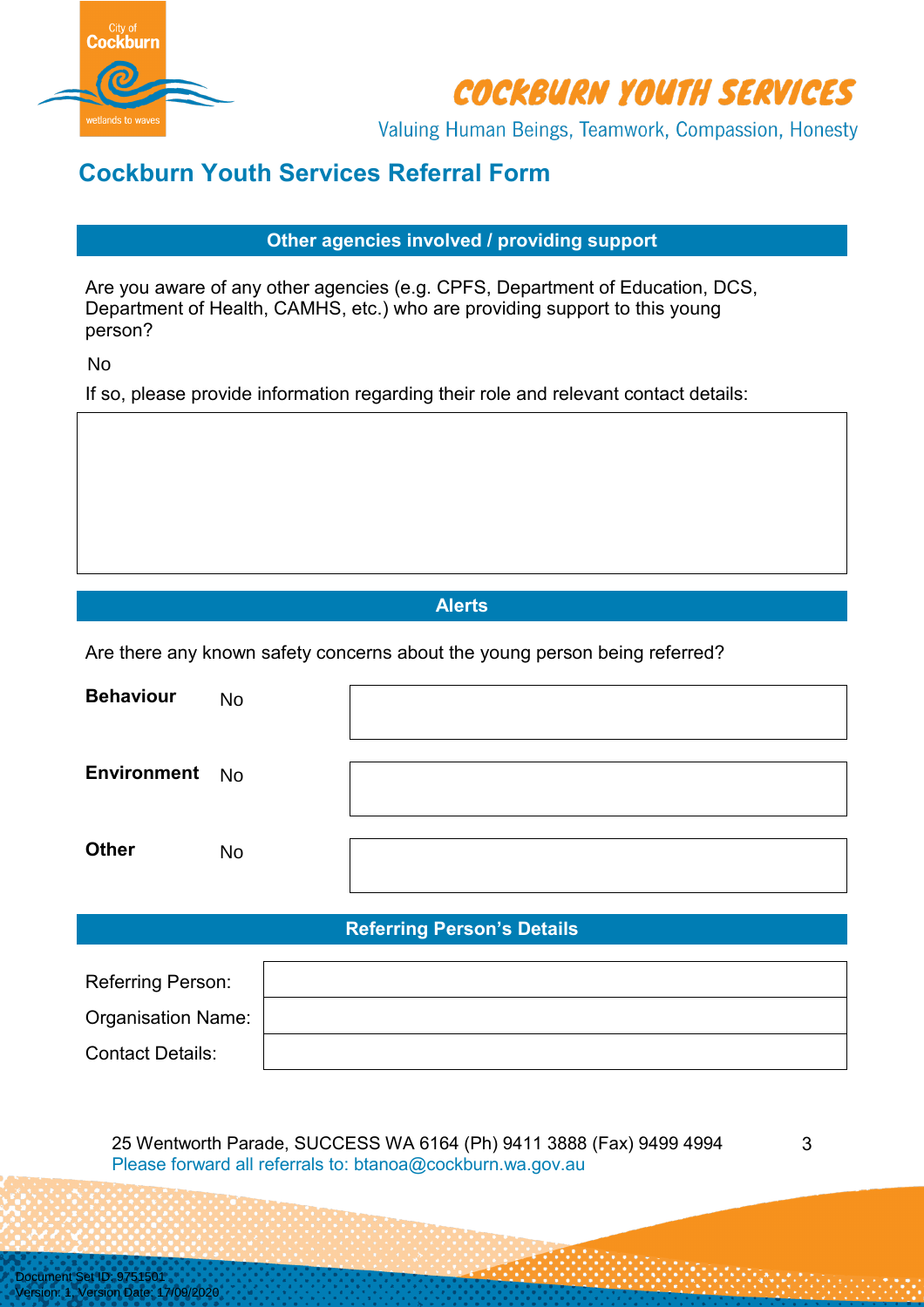# Cockburn Youth Services

Valuing Human Beings, Teamwork, Compassion, Honesty

## Cockburn Youth Services Referral Form

### Other agencies involved / providing support

Are you aware of any other agencies (e.g. CPFS, Department of Education, DCS, Department of Health, CAMHS, etc.) who are providing support to this young person?

No

If so, please provide information regarding their role and relevant contact details:

### Alerts

Are there any known safety concerns about the young person being referred?

| | | |
|---|---|---|
| **Behaviour** | No | |
| **Environment** | No | |
| **Other** | No | |

### Referring Person's Details

| | |
|---|---|
| Referring Person: | |
| Organisation Name: | |
| Contact Details: | |

25 Wentworth Parade, SUCCESS WA 6164 (Ph) 9411 3888 (Fax) 9499 4994

Please forward all referrals to: btanoa@cockburn.wa.gov.au

Document Set ID: 9751501
Version: 1, Version Date: 17/09/2020